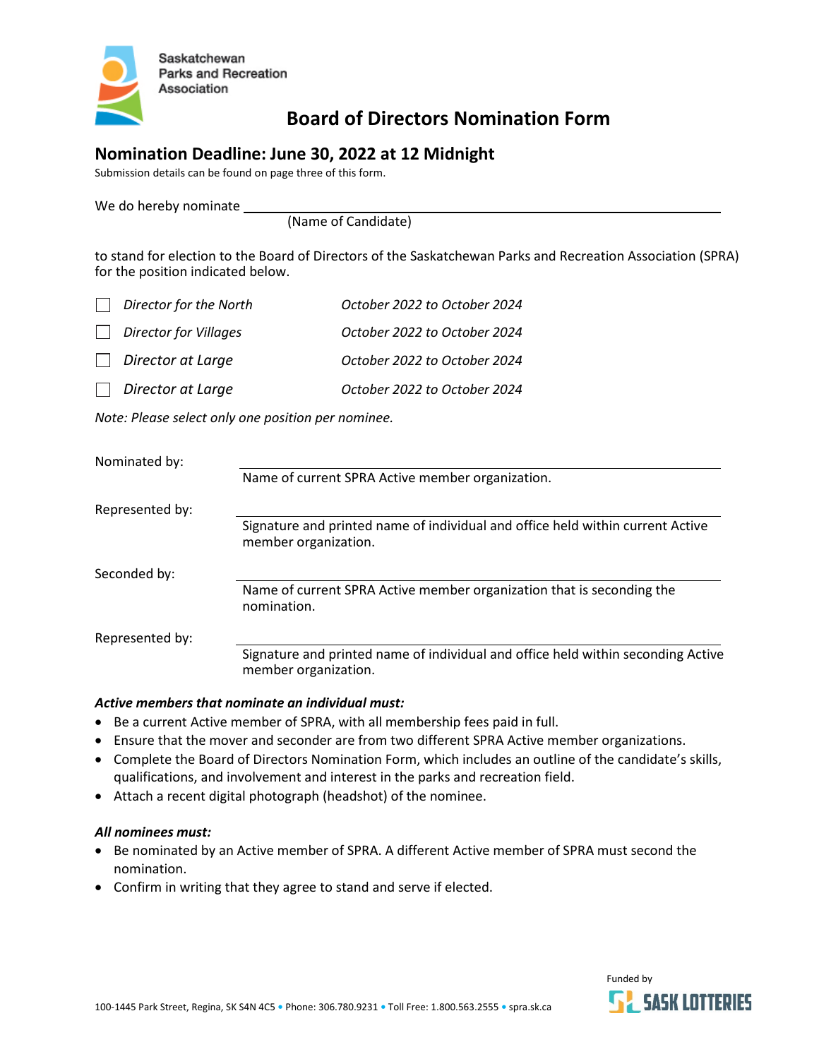Saskatchewan Parks and Recreation Association

# Board of Directors Nomination Form

## Nomination Deadline: June 30, 2022 at 12 Midnight

Submission details can be found on page three of this form.

We do hereby nominate ______________________________
(Name of Candidate)

to stand for election to the Board of Directors of the Saskatchewan Parks and Recreation Association (SPRA) for the position indicated below.

- ☐ *Director for the North* — *October 2022 to October 2024*
- ☐ *Director for Villages* — *October 2022 to October 2024*
- ☐ *Director at Large* — *October 2022 to October 2024*
- ☐ *Director at Large* — *October 2022 to October 2024*

*Note: Please select only one position per nominee.*

Nominated by: ______________________________
Name of current SPRA Active member organization.

Represented by: ______________________________
Signature and printed name of individual and office held within current Active member organization.

Seconded by: ______________________________
Name of current SPRA Active member organization that is seconding the nomination.

Represented by: ______________________________
Signature and printed name of individual and office held within seconding Active member organization.

***Active members that nominate an individual must:***

- Be a current Active member of SPRA, with all membership fees paid in full.
- Ensure that the mover and seconder are from two different SPRA Active member organizations.
- Complete the Board of Directors Nomination Form, which includes an outline of the candidate's skills, qualifications, and involvement and interest in the parks and recreation field.
- Attach a recent digital photograph (headshot) of the nominee.

***All nominees must:***

- Be nominated by an Active member of SPRA. A different Active member of SPRA must second the nomination.
- Confirm in writing that they agree to stand and serve if elected.

100-1445 Park Street, Regina, SK S4N 4C5 • Phone: 306.780.9231 • Toll Free: 1.800.563.2555 • spra.sk.ca

Funded by SASK LOTTERIES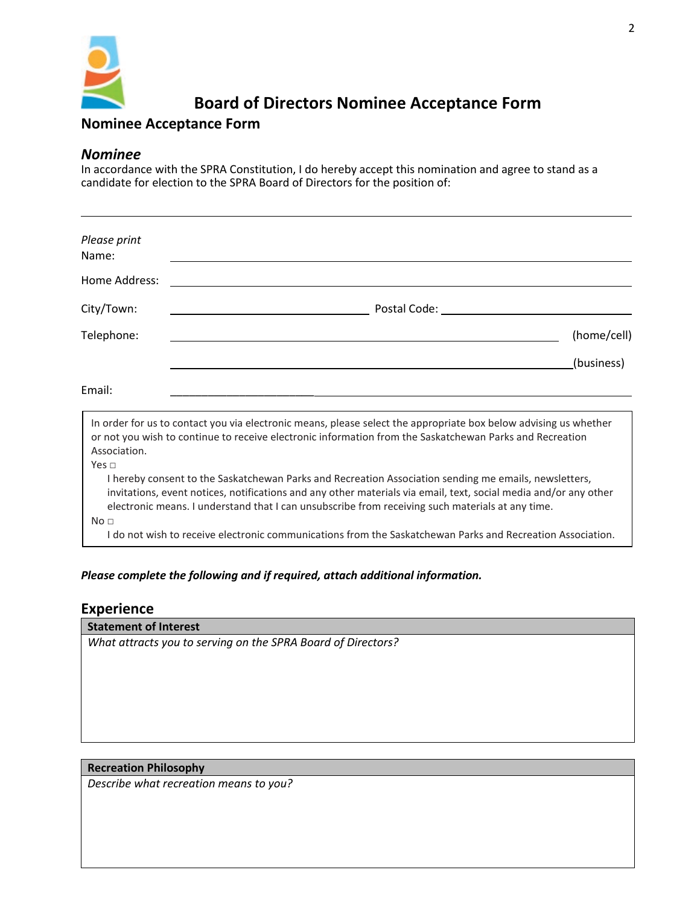# Board of Directors Nominee Acceptance Form

## Nominee Acceptance Form

### *Nominee*

In accordance with the SPRA Constitution, I do hereby accept this nomination and agree to stand as a candidate for election to the SPRA Board of Directors for the position of:

______________________________________________________________________

*Please print*
Name: ______________________________________________________________

Home Address: ______________________________________________________

City/Town: ______________________ Postal Code: ______________________

Telephone: ______________________________________________ (home/cell)

______________________________________________ (business)

Email: ______________________________________________________________

In order for us to contact you via electronic means, please select the appropriate box below advising us whether or not you wish to continue to receive electronic information from the Saskatchewan Parks and Recreation Association.

Yes □

I hereby consent to the Saskatchewan Parks and Recreation Association sending me emails, newsletters, invitations, event notices, notifications and any other materials via email, text, social media and/or any other electronic means. I understand that I can unsubscribe from receiving such materials at any time.

No □

I do not wish to receive electronic communications from the Saskatchewan Parks and Recreation Association.

***Please complete the following and if required, attach additional information.***

## Experience

| **Statement of Interest** |
| --- |
| *What attracts you to serving on the SPRA Board of Directors?* |

| **Recreation Philosophy** |
| --- |
| *Describe what recreation means to you?* |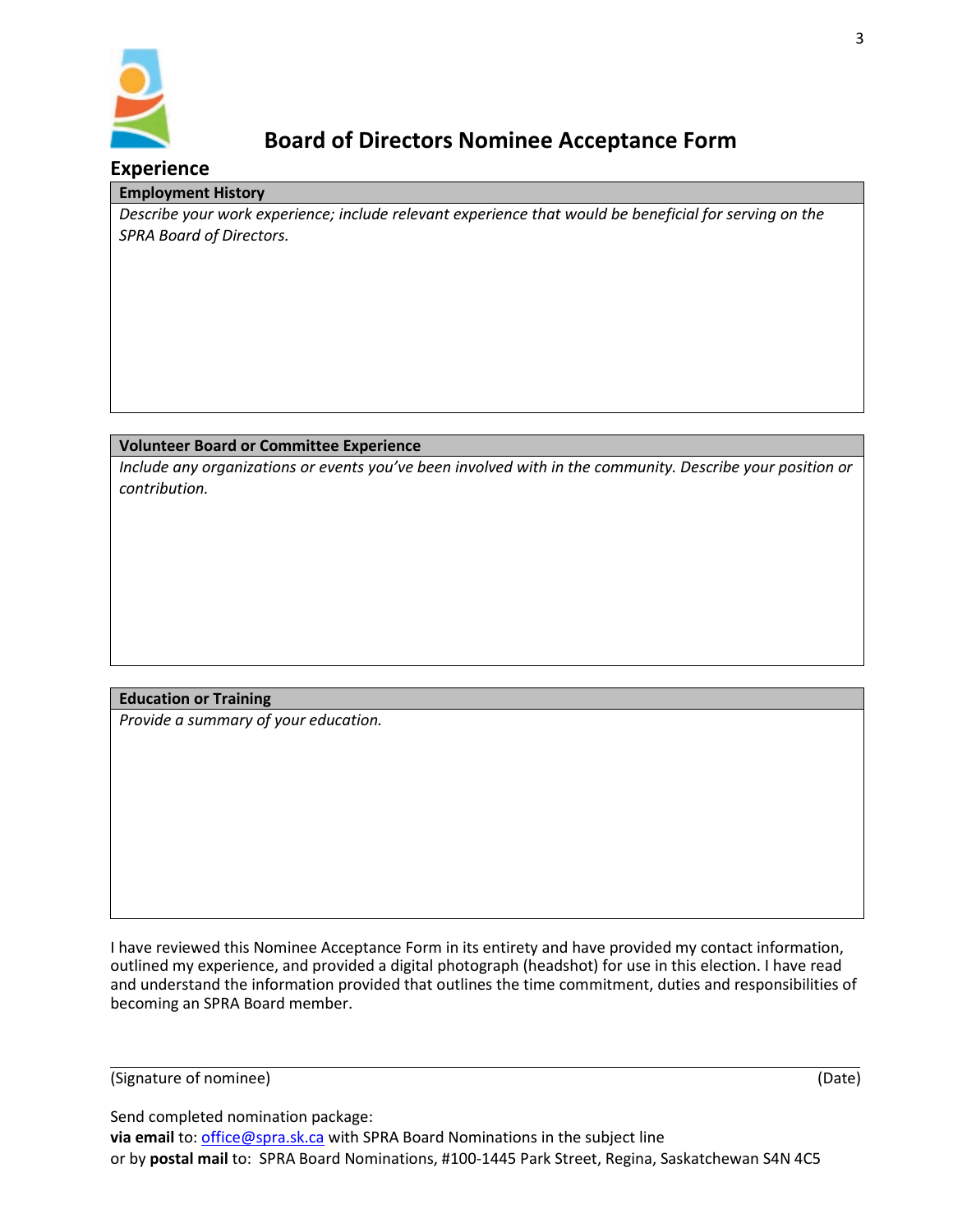# Board of Directors Nominee Acceptance Form

## Experience

| Employment History |
|---|
| *Describe your work experience; include relevant experience that would be beneficial for serving on the SPRA Board of Directors.* |

| Volunteer Board or Committee Experience |
|---|
| *Include any organizations or events you've been involved with in the community. Describe your position or contribution.* |

| Education or Training |
|---|
| *Provide a summary of your education.* |

I have reviewed this Nominee Acceptance Form in its entirety and have provided my contact information, outlined my experience, and provided a digital photograph (headshot) for use in this election. I have read and understand the information provided that outlines the time commitment, duties and responsibilities of becoming an SPRA Board member.

(Signature of nominee) (Date)

Send completed nomination package:
**via email** to: office@spra.sk.ca with SPRA Board Nominations in the subject line
or by **postal mail** to: SPRA Board Nominations, #100-1445 Park Street, Regina, Saskatchewan S4N 4C5